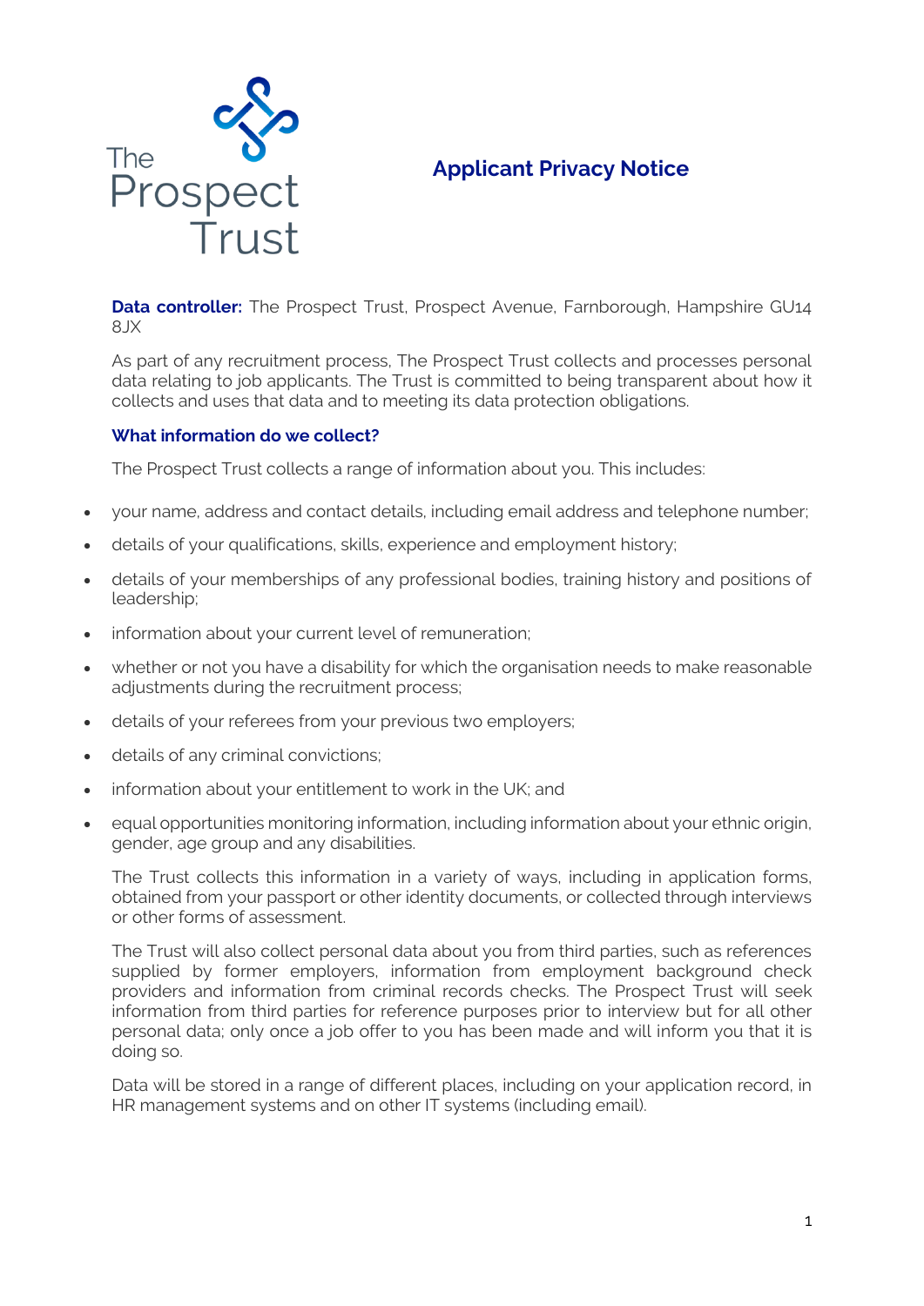# Applicant Privacy Notice

**Data controller:** The Prospect Trust, Prospect Avenue, Farnborough, Hampshire GU14 8JX

As part of any recruitment process, The Prospect Trust collects and processes personal data relating to job applicants. The Trust is committed to being transparent about how it collects and uses that data and to meeting its data protection obligations.

## What information do we collect?

The Prospect Trust collects a range of information about you. This includes:

- your name, address and contact details, including email address and telephone number;
- details of your qualifications, skills, experience and employment history;
- details of your memberships of any professional bodies, training history and positions of leadership;
- information about your current level of remuneration;
- whether or not you have a disability for which the organisation needs to make reasonable adjustments during the recruitment process;
- details of your referees from your previous two employers;
- details of any criminal convictions;
- information about your entitlement to work in the UK; and
- equal opportunities monitoring information, including information about your ethnic origin, gender, age group and any disabilities.

The Trust collects this information in a variety of ways, including in application forms, obtained from your passport or other identity documents, or collected through interviews or other forms of assessment.

The Trust will also collect personal data about you from third parties, such as references supplied by former employers, information from employment background check providers and information from criminal records checks. The Prospect Trust will seek information from third parties for reference purposes prior to interview but for all other personal data; only once a job offer to you has been made and will inform you that it is doing so.

Data will be stored in a range of different places, including on your application record, in HR management systems and on other IT systems (including email).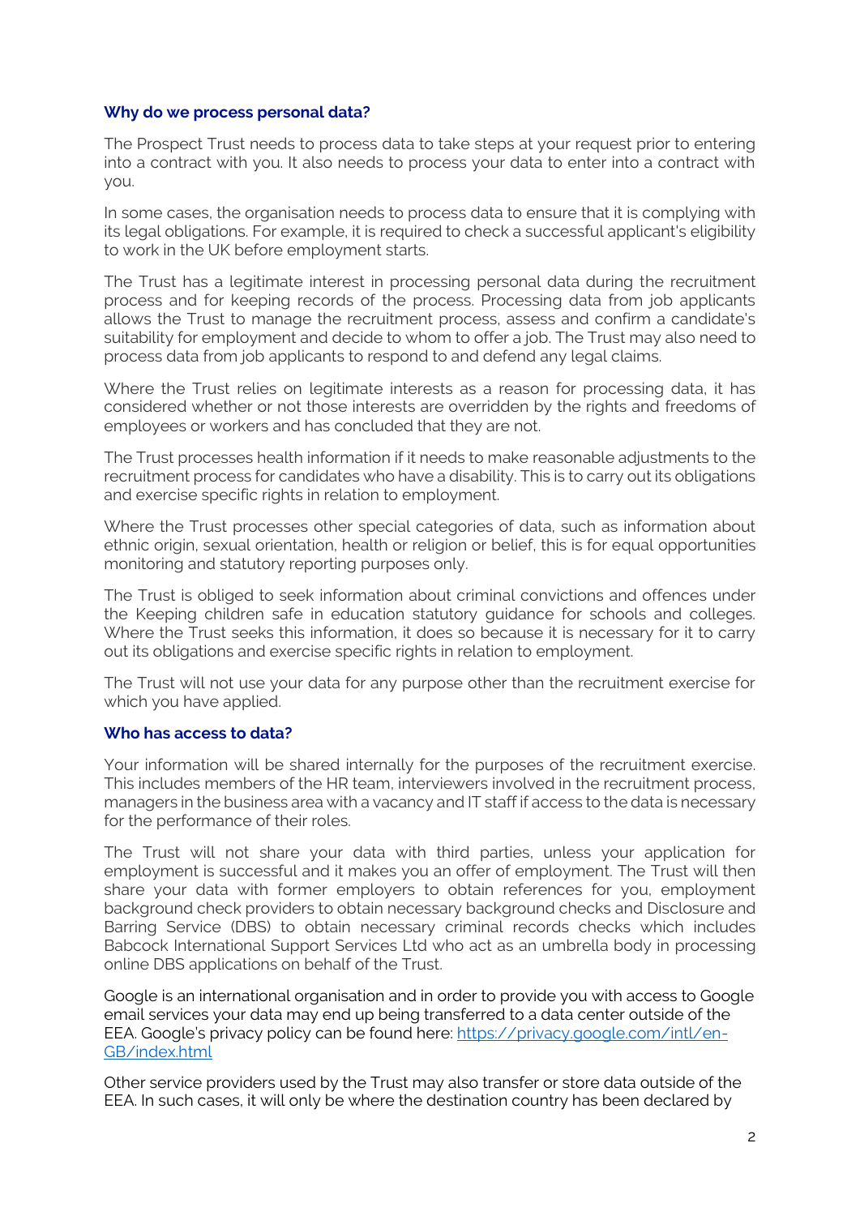## Why do we process personal data?

The Prospect Trust needs to process data to take steps at your request prior to entering into a contract with you. It also needs to process your data to enter into a contract with you.

In some cases, the organisation needs to process data to ensure that it is complying with its legal obligations. For example, it is required to check a successful applicant's eligibility to work in the UK before employment starts.

The Trust has a legitimate interest in processing personal data during the recruitment process and for keeping records of the process. Processing data from job applicants allows the Trust to manage the recruitment process, assess and confirm a candidate's suitability for employment and decide to whom to offer a job. The Trust may also need to process data from job applicants to respond to and defend any legal claims.

Where the Trust relies on legitimate interests as a reason for processing data, it has considered whether or not those interests are overridden by the rights and freedoms of employees or workers and has concluded that they are not.

The Trust processes health information if it needs to make reasonable adjustments to the recruitment process for candidates who have a disability. This is to carry out its obligations and exercise specific rights in relation to employment.

Where the Trust processes other special categories of data, such as information about ethnic origin, sexual orientation, health or religion or belief, this is for equal opportunities monitoring and statutory reporting purposes only.

The Trust is obliged to seek information about criminal convictions and offences under the Keeping children safe in education statutory guidance for schools and colleges. Where the Trust seeks this information, it does so because it is necessary for it to carry out its obligations and exercise specific rights in relation to employment.

The Trust will not use your data for any purpose other than the recruitment exercise for which you have applied.

## Who has access to data?

Your information will be shared internally for the purposes of the recruitment exercise. This includes members of the HR team, interviewers involved in the recruitment process, managers in the business area with a vacancy and IT staff if access to the data is necessary for the performance of their roles.

The Trust will not share your data with third parties, unless your application for employment is successful and it makes you an offer of employment. The Trust will then share your data with former employers to obtain references for you, employment background check providers to obtain necessary background checks and Disclosure and Barring Service (DBS) to obtain necessary criminal records checks which includes Babcock International Support Services Ltd who act as an umbrella body in processing online DBS applications on behalf of the Trust.

Google is an international organisation and in order to provide you with access to Google email services your data may end up being transferred to a data center outside of the EEA. Google's privacy policy can be found here: [https://privacy.google.com/intl/en-GB/index.html](https://privacy.google.com/intl/en-GB/index.html)

Other service providers used by the Trust may also transfer or store data outside of the EEA. In such cases, it will only be where the destination country has been declared by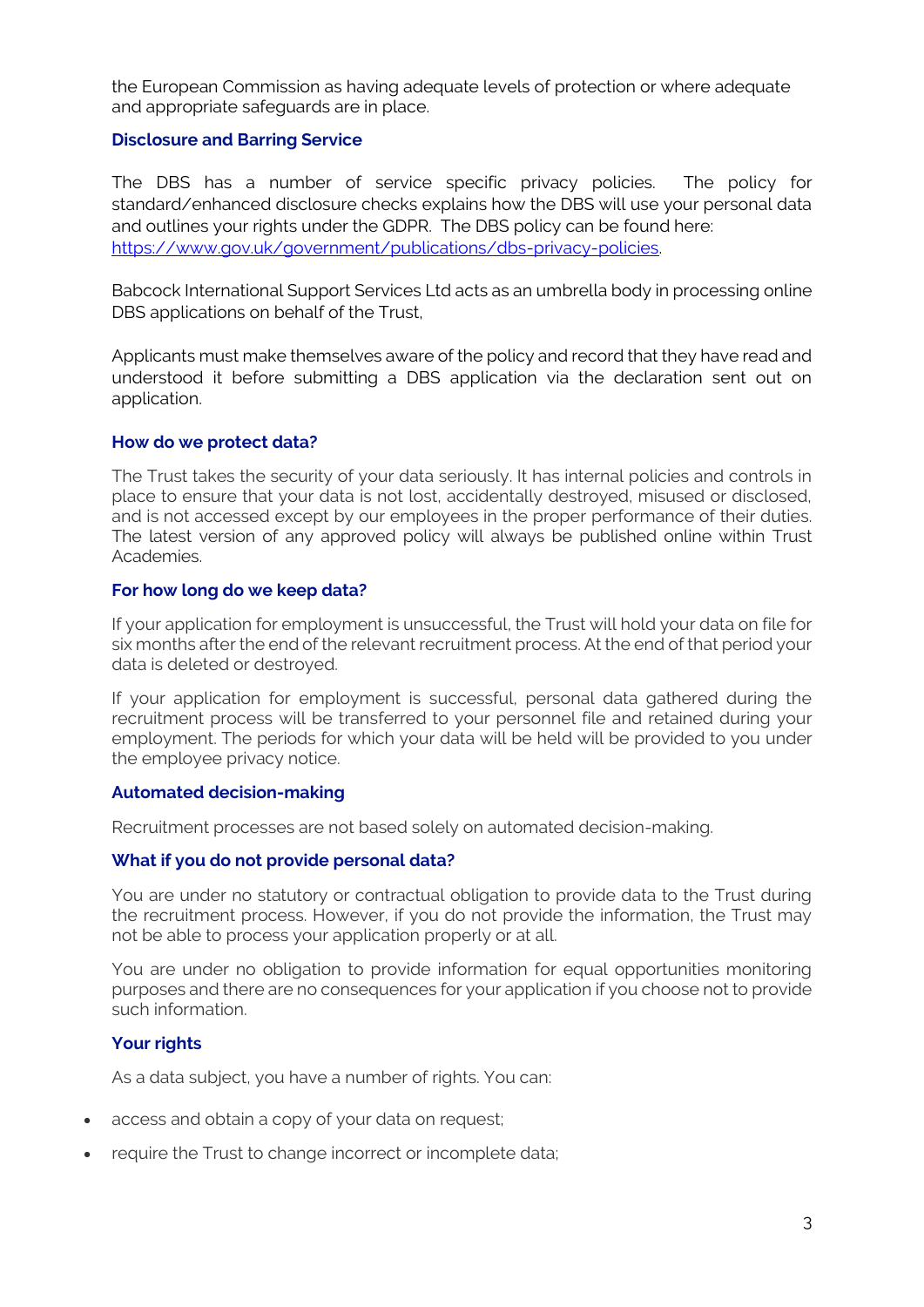the European Commission as having adequate levels of protection or where adequate and appropriate safeguards are in place.

### Disclosure and Barring Service

The DBS has a number of service specific privacy policies. The policy for standard/enhanced disclosure checks explains how the DBS will use your personal data and outlines your rights under the GDPR. The DBS policy can be found here: [https://www.gov.uk/government/publications/dbs-privacy-policies](https://www.gov.uk/government/publications/dbs-privacy-policies).

Babcock International Support Services Ltd acts as an umbrella body in processing online DBS applications on behalf of the Trust,

Applicants must make themselves aware of the policy and record that they have read and understood it before submitting a DBS application via the declaration sent out on application.

### How do we protect data?

The Trust takes the security of your data seriously. It has internal policies and controls in place to ensure that your data is not lost, accidentally destroyed, misused or disclosed, and is not accessed except by our employees in the proper performance of their duties. The latest version of any approved policy will always be published online within Trust Academies.

### For how long do we keep data?

If your application for employment is unsuccessful, the Trust will hold your data on file for six months after the end of the relevant recruitment process. At the end of that period your data is deleted or destroyed.

If your application for employment is successful, personal data gathered during the recruitment process will be transferred to your personnel file and retained during your employment. The periods for which your data will be held will be provided to you under the employee privacy notice.

### Automated decision-making

Recruitment processes are not based solely on automated decision-making.

### What if you do not provide personal data?

You are under no statutory or contractual obligation to provide data to the Trust during the recruitment process. However, if you do not provide the information, the Trust may not be able to process your application properly or at all.

You are under no obligation to provide information for equal opportunities monitoring purposes and there are no consequences for your application if you choose not to provide such information.

### Your rights

As a data subject, you have a number of rights. You can:

- access and obtain a copy of your data on request;
- require the Trust to change incorrect or incomplete data;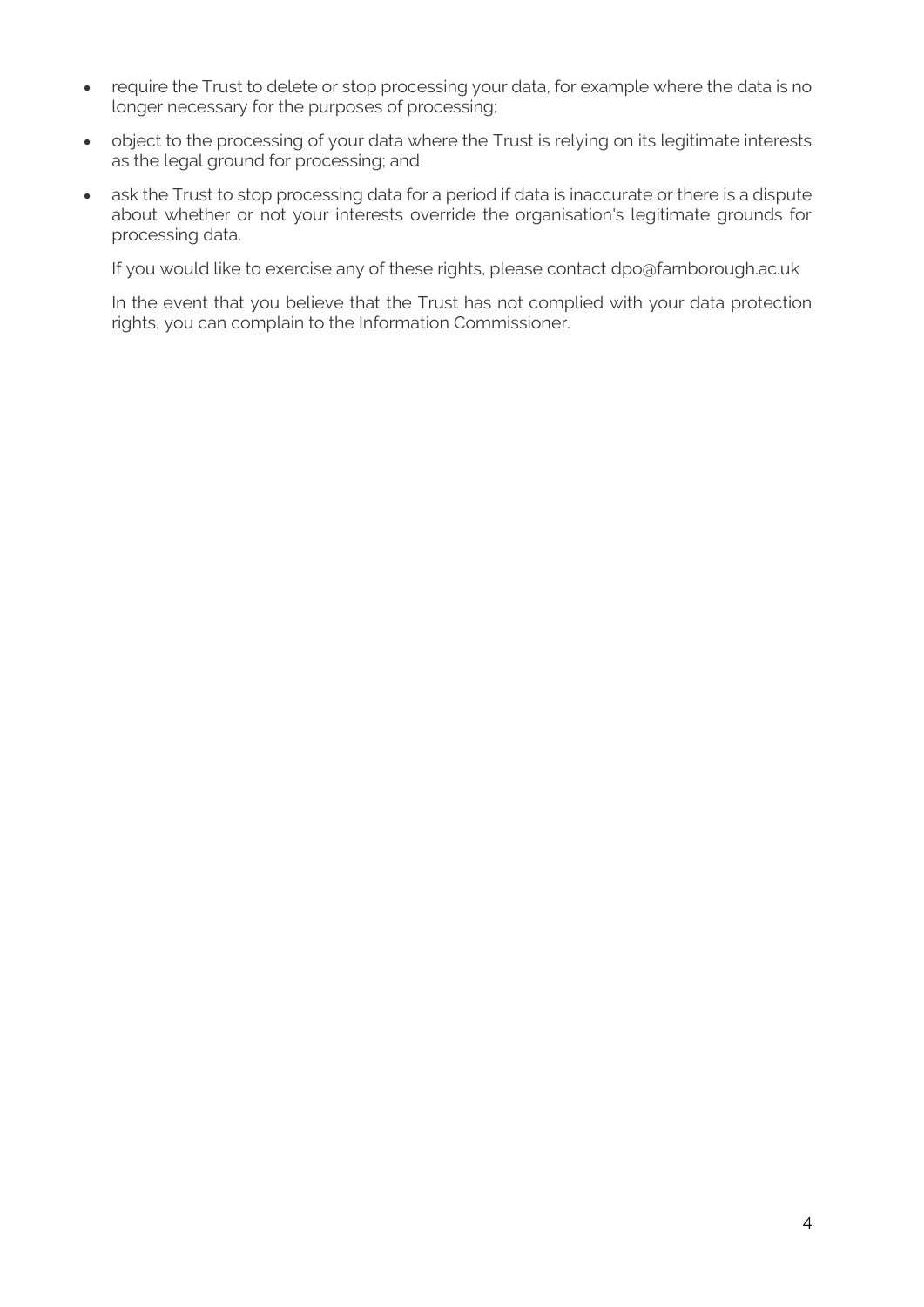- require the Trust to delete or stop processing your data, for example where the data is no longer necessary for the purposes of processing;
- object to the processing of your data where the Trust is relying on its legitimate interests as the legal ground for processing; and
- ask the Trust to stop processing data for a period if data is inaccurate or there is a dispute about whether or not your interests override the organisation's legitimate grounds for processing data.

If you would like to exercise any of these rights, please contact dpo@farnborough.ac.uk

In the event that you believe that the Trust has not complied with your data protection rights, you can complain to the Information Commissioner.